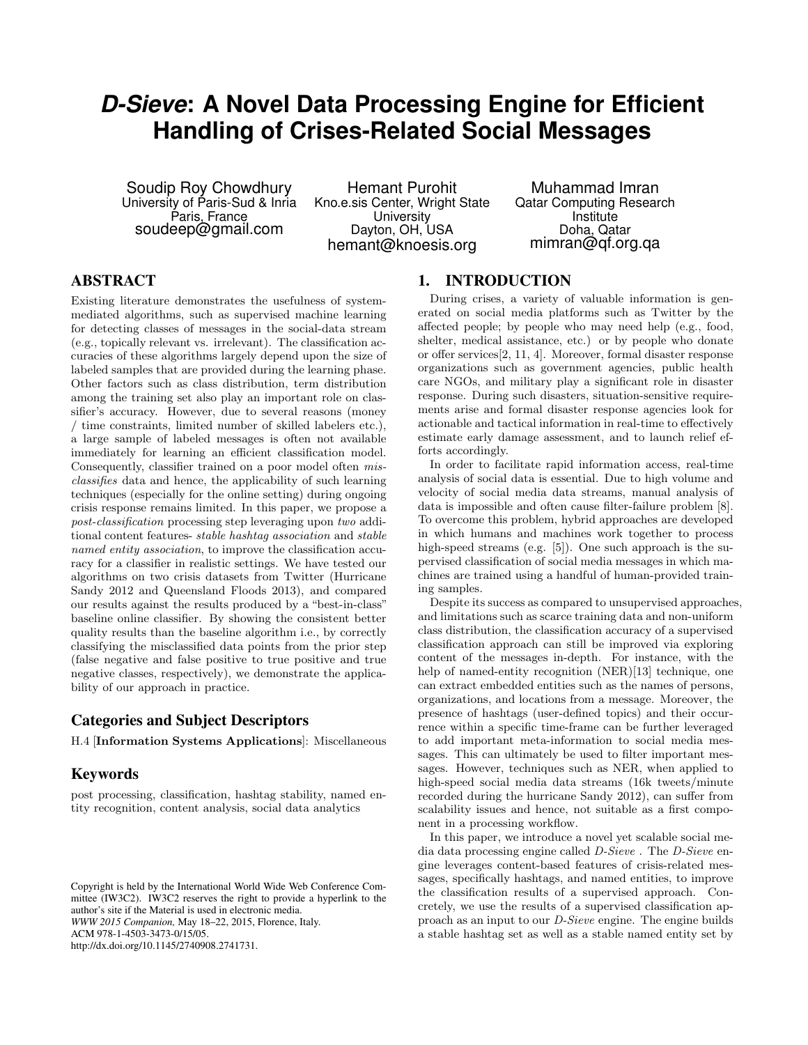# *D-Sieve*: A Novel Data Processing Engine for Efficient Handling of Crises-Related Social Messages

Soudip Roy Chowdhury
University of Paris-Sud & Inria
Paris, France
soudeep@gmail.com

Hemant Purohit
Kno.e.sis Center, Wright State University
Dayton, OH, USA
hemant@knoesis.org

Muhammad Imran
Qatar Computing Research Institute
Doha, Qatar
mimran@qf.org.qa

## ABSTRACT

Existing literature demonstrates the usefulness of system-mediated algorithms, such as supervised machine learning for detecting classes of messages in the social-data stream (e.g., topically relevant vs. irrelevant). The classification accuracies of these algorithms largely depend upon the size of labeled samples that are provided during the learning phase. Other factors such as class distribution, term distribution among the training set also play an important role on classifier's accuracy. However, due to several reasons (money / time constraints, limited number of skilled labelers etc.), a large sample of labeled messages is often not available immediately for learning an efficient classification model. Consequently, classifier trained on a poor model often *misclassifies* data and hence, the applicability of such learning techniques (especially for the online setting) during ongoing crisis response remains limited. In this paper, we propose a *post-classification* processing step leveraging upon *two* additional content features- *stable hashtag association* and *stable named entity association*, to improve the classification accuracy for a classifier in realistic settings. We have tested our algorithms on two crisis datasets from Twitter (Hurricane Sandy 2012 and Queensland Floods 2013), and compared our results against the results produced by a "best-in-class" baseline online classifier. By showing the consistent better quality results than the baseline algorithm i.e., by correctly classifying the misclassified data points from the prior step (false negative and false positive to true positive and true negative classes, respectively), we demonstrate the applicability of our approach in practice.

### Categories and Subject Descriptors

H.4 [**Information Systems Applications**]: Miscellaneous

### Keywords

post processing, classification, hashtag stability, named entity recognition, content analysis, social data analytics

Copyright is held by the International World Wide Web Conference Committee (IW3C2). IW3C2 reserves the right to provide a hyperlink to the author's site if the Material is used in electronic media.
*WWW 2015 Companion,* May 18–22, 2015, Florence, Italy.
ACM 978-1-4503-3473-0/15/05.
http://dx.doi.org/10.1145/2740908.2741731.

## 1. INTRODUCTION

During crises, a variety of valuable information is generated on social media platforms such as Twitter by the affected people; by people who may need help (e.g., food, shelter, medical assistance, etc.) or by people who donate or offer services[2, 11, 4]. Moreover, formal disaster response organizations such as government agencies, public health care NGOs, and military play a significant role in disaster response. During such disasters, situation-sensitive requirements arise and formal disaster response agencies look for actionable and tactical information in real-time to effectively estimate early damage assessment, and to launch relief efforts accordingly.

In order to facilitate rapid information access, real-time analysis of social data is essential. Due to high volume and velocity of social media data streams, manual analysis of data is impossible and often cause filter-failure problem [8]. To overcome this problem, hybrid approaches are developed in which humans and machines work together to process high-speed streams (e.g. [5]). One such approach is the supervised classification of social media messages in which machines are trained using a handful of human-provided training samples.

Despite its success as compared to unsupervised approaches, and limitations such as scarce training data and non-uniform class distribution, the classification accuracy of a supervised classification approach can still be improved via exploring content of the messages in-depth. For instance, with the help of named-entity recognition (NER)[13] technique, one can extract embedded entities such as the names of persons, organizations, and locations from a message. Moreover, the presence of hashtags (user-defined topics) and their occurrence within a specific time-frame can be further leveraged to add important meta-information to social media messages. This can ultimately be used to filter important messages. However, techniques such as NER, when applied to high-speed social media data streams (16k tweets/minute recorded during the hurricane Sandy 2012), can suffer from scalability issues and hence, not suitable as a first component in a processing workflow.

In this paper, we introduce a novel yet scalable social media data processing engine called *D-Sieve* . The *D-Sieve* engine leverages content-based features of crisis-related messages, specifically hashtags, and named entities, to improve the classification results of a supervised approach. Concretely, we use the results of a supervised classification approach as an input to our *D-Sieve* engine. The engine builds a stable hashtag set as well as a stable named entity set by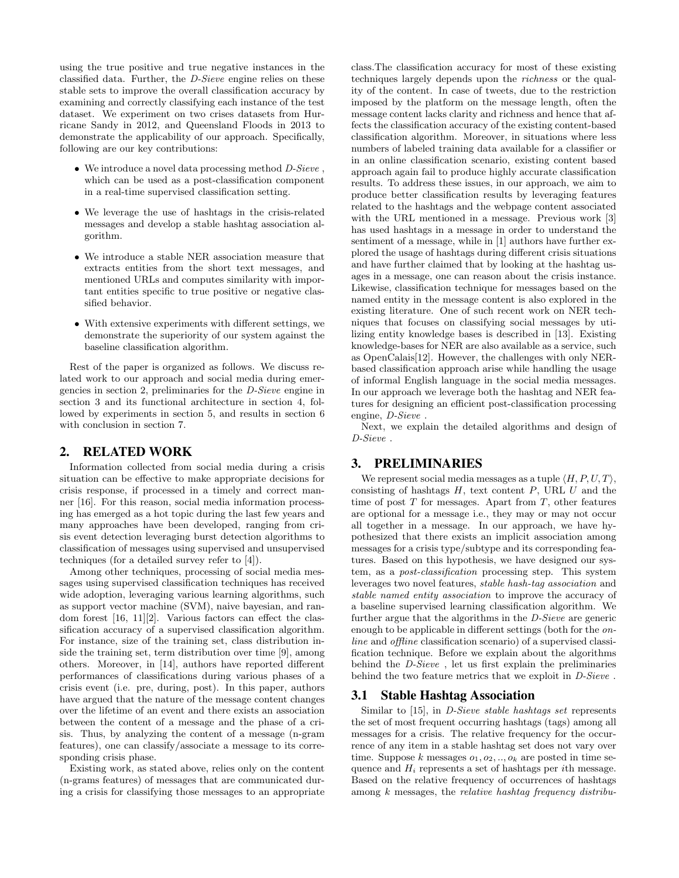using the true positive and true negative instances in the classified data. Further, the *D-Sieve* engine relies on these stable sets to improve the overall classification accuracy by examining and correctly classifying each instance of the test dataset. We experiment on two crises datasets from Hurricane Sandy in 2012, and Queensland Floods in 2013 to demonstrate the applicability of our approach. Specifically, following are our key contributions:

- We introduce a novel data processing method *D-Sieve* , which can be used as a post-classification component in a real-time supervised classification setting.
- We leverage the use of hashtags in the crisis-related messages and develop a stable hashtag association algorithm.
- We introduce a stable NER association measure that extracts entities from the short text messages, and mentioned URLs and computes similarity with important entities specific to true positive or negative classified behavior.
- With extensive experiments with different settings, we demonstrate the superiority of our system against the baseline classification algorithm.

Rest of the paper is organized as follows. We discuss related work to our approach and social media during emergencies in section 2, preliminaries for the *D-Sieve* engine in section 3 and its functional architecture in section 4, followed by experiments in section 5, and results in section 6 with conclusion in section 7.

## 2. RELATED WORK

Information collected from social media during a crisis situation can be effective to make appropriate decisions for crisis response, if processed in a timely and correct manner [16]. For this reason, social media information processing has emerged as a hot topic during the last few years and many approaches have been developed, ranging from crisis event detection leveraging burst detection algorithms to classification of messages using supervised and unsupervised techniques (for a detailed survey refer to [4]).

Among other techniques, processing of social media messages using supervised classification techniques has received wide adoption, leveraging various learning algorithms, such as support vector machine (SVM), naive bayesian, and random forest [16, 11][2]. Various factors can effect the classification accuracy of a supervised classification algorithm. For instance, size of the training set, class distribution inside the training set, term distribution over time [9], among others. Moreover, in [14], authors have reported different performances of classifications during various phases of a crisis event (i.e. pre, during, post). In this paper, authors have argued that the nature of the message content changes over the lifetime of an event and there exists an association between the content of a message and the phase of a crisis. Thus, by analyzing the content of a message (n-gram features), one can classify/associate a message to its corresponding crisis phase.

Existing work, as stated above, relies only on the content (n-grams features) of messages that are communicated during a crisis for classifying those messages to an appropriate class.The classification accuracy for most of these existing techniques largely depends upon the *richness* or the quality of the content. In case of tweets, due to the restriction imposed by the platform on the message length, often the message content lacks clarity and richness and hence that affects the classification accuracy of the existing content-based classification algorithm. Moreover, in situations where less numbers of labeled training data available for a classifier or in an online classification scenario, existing content based approach again fail to produce highly accurate classification results. To address these issues, in our approach, we aim to produce better classification results by leveraging features related to the hashtags and the webpage content associated with the URL mentioned in a message. Previous work [3] has used hashtags in a message in order to understand the sentiment of a message, while in [1] authors have further explored the usage of hashtags during different crisis situations and have further claimed that by looking at the hashtag usages in a message, one can reason about the crisis instance. Likewise, classification technique for messages based on the named entity in the message content is also explored in the existing literature. One of such recent work on NER techniques that focuses on classifying social messages by utilizing entity knowledge bases is described in [13]. Existing knowledge-bases for NER are also available as a service, such as OpenCalais[12]. However, the challenges with only NER-based classification approach arise while handling the usage of informal English language in the social media messages. In our approach we leverage both the hashtag and NER features for designing an efficient post-classification processing engine, *D-Sieve* .

Next, we explain the detailed algorithms and design of *D-Sieve* .

## 3. PRELIMINARIES

We represent social media messages as a tuple $\langle H, P, U, T\rangle$, consisting of hashtags $H$, text content $P$, URL $U$ and the time of post $T$ for messages. Apart from $T$, other features are optional for a message i.e., they may or may not occur all together in a message. In our approach, we have hypothesized that there exists an implicit association among messages for a crisis type/subtype and its corresponding features. Based on this hypothesis, we have designed our system, as a *post-classification* processing step. This system leverages two novel features, *stable hash-tag association* and *stable named entity association* to improve the accuracy of a baseline supervised learning classification algorithm. We further argue that the algorithms in the *D-Sieve* are generic enough to be applicable in different settings (both for the *online* and *offline* classification scenario) of a supervised classification technique. Before we explain about the algorithms behind the *D-Sieve* , let us first explain the preliminaries behind the two feature metrics that we exploit in *D-Sieve* .

### 3.1 Stable Hashtag Association

Similar to [15], in *D-Sieve stable hashtags set* represents the set of most frequent occurring hashtags (tags) among all messages for a crisis. The relative frequency for the occurrence of any item in a stable hashtag set does not vary over time. Suppose $k$ messages $o_1, o_2, .., o_k$ are posted in time sequence and $H_i$ represents a set of hashtags per $i$th message. Based on the relative frequency of occurrences of hashtags among $k$ messages, the *relative hashtag frequency distribu-*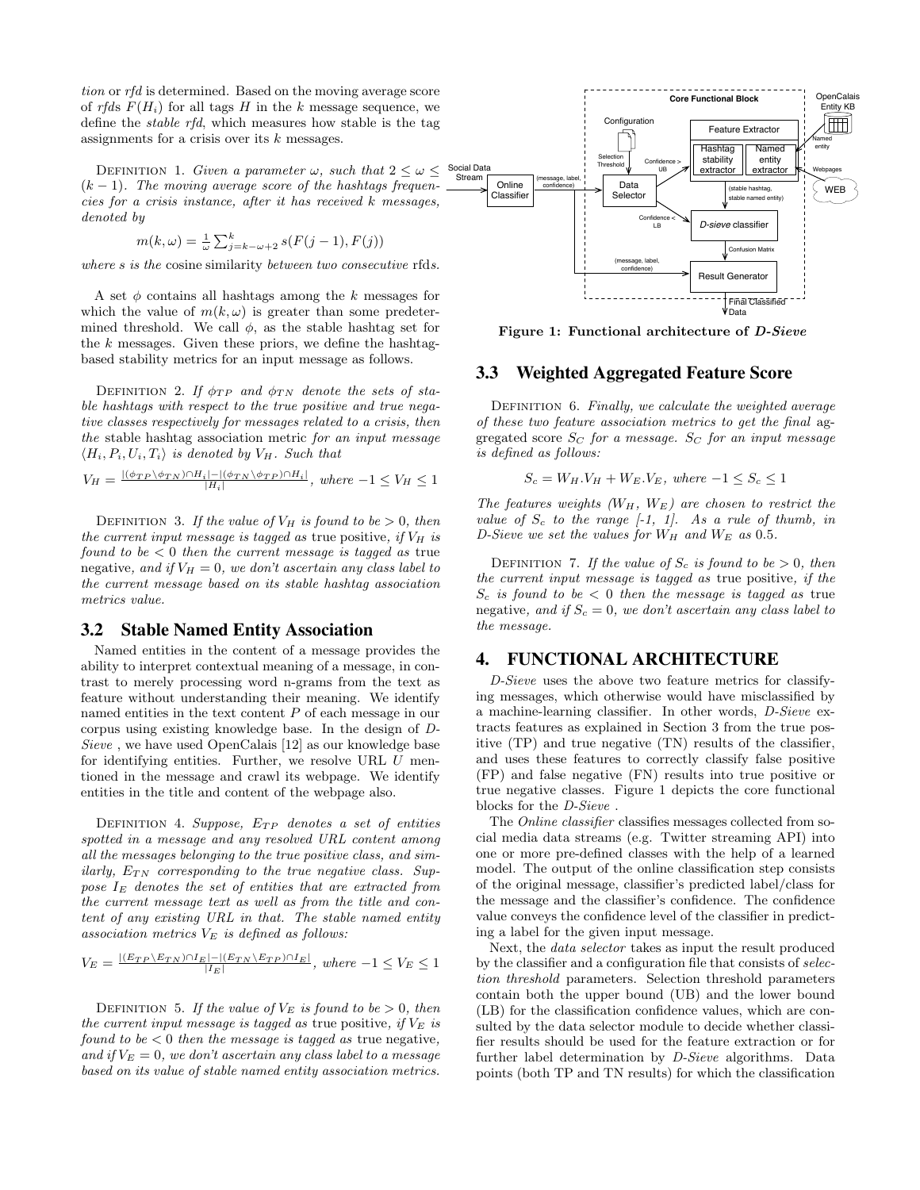*tion* or *rfd* is determined. Based on the moving average score of *rfd*s $F(H_i)$ for all tags $H$ in the $k$ message sequence, we define the *stable rfd*, which measures how stable is the tag assignments for a crisis over its $k$ messages.

DEFINITION 1. *Given a parameter $\omega$, such that $2 \leq \omega \leq (k-1)$. The moving average score of the hashtags frequencies for a crisis instance, after it has received $k$ messages, denoted by*

$$m(k, \omega) = \frac{1}{\omega} \sum_{j=k-\omega+2}^{k} s(F(j-1), F(j))$$

*where $s$ is the* cosine similarity *between two consecutive* rfd*s.*

A set $\phi$ contains all hashtags among the $k$ messages for which the value of $m(k, \omega)$ is greater than some predetermined threshold. We call $\phi$, as the stable hashtag set for the $k$ messages. Given these priors, we define the hashtag-based stability metrics for an input message as follows.

DEFINITION 2. *If $\phi_{TP}$ and $\phi_{TN}$ denote the sets of stable hashtags with respect to the true positive and true negative classes respectively for messages related to a crisis, then the* stable hashtag association metric *for an input message $\langle H_i, P_i, U_i, T_i \rangle$ is denoted by $V_H$. Such that*

$$V_H = \frac{|(\phi_{TP} \setminus \phi_{TN}) \cap H_i| - |(\phi_{TN} \setminus \phi_{TP}) \cap H_i|}{|H_i|}, \text{ where } -1 \leq V_H \leq 1$$

DEFINITION 3. *If the value of $V_H$ is found to be $> 0$, then the current input message is tagged as* true positive*, if $V_H$ is found to be $< 0$ then the current message is tagged as* true negative*, and if $V_H = 0$, we don't ascertain any class label to the current message based on its stable hashtag association metrics value.*

## 3.2 Stable Named Entity Association

Named entities in the content of a message provides the ability to interpret contextual meaning of a message, in contrast to merely processing word n-grams from the text as feature without understanding their meaning. We identify named entities in the text content $P$ of each message in our corpus using existing knowledge base. In the design of *D-Sieve* , we have used OpenCalais [12] as our knowledge base for identifying entities. Further, we resolve URL $U$ mentioned in the message and crawl its webpage. We identify entities in the title and content of the webpage also.

DEFINITION 4. *Suppose, $E_{TP}$ denotes a set of entities spotted in a message and any resolved URL content among all the messages belonging to the true positive class, and similarly, $E_{TN}$ corresponding to the true negative class. Suppose $I_E$ denotes the set of entities that are extracted from the current message text as well as from the title and content of any existing URL in that. The stable named entity association metrics $V_E$ is defined as follows:*

$$V_E = \frac{|(E_{TP} \setminus E_{TN}) \cap I_E| - |(E_{TN} \setminus E_{TP}) \cap I_E|}{|I_E|}, \text{ where } -1 \leq V_E \leq 1$$

DEFINITION 5. *If the value of $V_E$ is found to be $> 0$, then the current input message is tagged as* true positive*, if $V_E$ is found to be $< 0$ then the message is tagged as* true negative*, and if $V_E = 0$, we don't ascertain any class label to a message based on its value of stable named entity association metrics.*

Core Functional Block; Configuration; Selection Threshold; Social Data Stream; Online Classifier; (message, label, confidence); Data Selector; Confidence > UB; Feature Extractor; Hashtag stability extractor; Named entity extractor; OpenCalais Entity KB; Named entity; Webpages; WEB; (stable hashtag, stable named entity); Confidence < LB; *D-sieve* classifier; Confusion Matrix; (message, label, confidence); Result Generator; Final Classified Data

**Figure 1: Functional architecture of *D-Sieve***

## 3.3 Weighted Aggregated Feature Score

DEFINITION 6. *Finally, we calculate the weighted average of these two feature association metrics to get the final* aggregated score *$S_C$ for a message. $S_C$ for an input message is defined as follows:*

$$S_c = W_H.V_H + W_E.V_E, \text{ where } -1 \leq S_c \leq 1$$

*The features weights ($W_H$, $W_E$) are chosen to restrict the value of $S_c$ to the range [-1, 1]. As a rule of thumb, in D-Sieve we set the values for $W_H$ and $W_E$ as 0.5.*

DEFINITION 7. *If the value of $S_c$ is found to be $> 0$, then the current input message is tagged as* true positive*, if the $S_c$ is found to be $< 0$ then the message is tagged as* true negative*, and if $S_c = 0$, we don't ascertain any class label to the message.*

# 4. FUNCTIONAL ARCHITECTURE

*D-Sieve* uses the above two feature metrics for classifying messages, which otherwise would have misclassified by a machine-learning classifier. In other words, *D-Sieve* extracts features as explained in Section 3 from the true positive (TP) and true negative (TN) results of the classifier, and uses these features to correctly classify false positive (FP) and false negative (FN) results into true positive or true negative classes. Figure 1 depicts the core functional blocks for the *D-Sieve* .

The *Online classifier* classifies messages collected from social media data streams (e.g. Twitter streaming API) into one or more pre-defined classes with the help of a learned model. The output of the online classification step consists of the original message, classifier's predicted label/class for the message and the classifier's confidence. The confidence value conveys the confidence level of the classifier in predicting a label for the given input message.

Next, the *data selector* takes as input the result produced by the classifier and a configuration file that consists of *selection threshold* parameters. Selection threshold parameters contain both the upper bound (UB) and the lower bound (LB) for the classification confidence values, which are consulted by the data selector module to decide whether classifier results should be used for the feature extraction or for further label determination by *D-Sieve* algorithms. Data points (both TP and TN results) for which the classification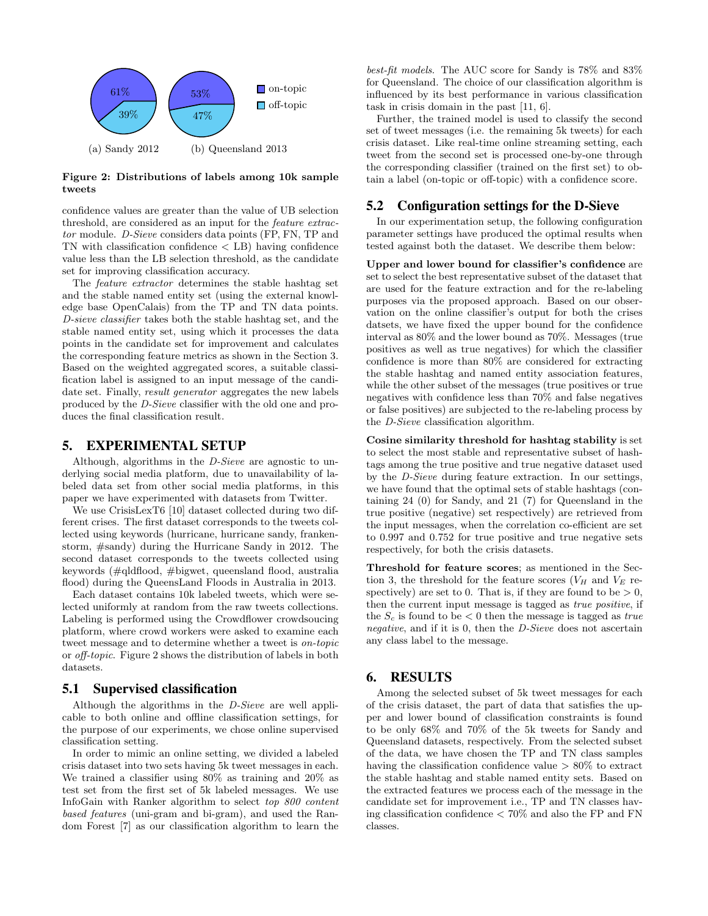(a) Sandy 2012: on-topic 61%, off-topic 39%

(b) Queensland 2013: on-topic 53%, off-topic 47%

**Figure 2: Distributions of labels among 10k sample tweets**

confidence values are greater than the value of UB selection threshold, are considered as an input for the *feature extractor* module. *D-Sieve* considers data points (FP, FN, TP and TN with classification confidence < LB) having confidence value less than the LB selection threshold, as the candidate set for improving classification accuracy.

The *feature extractor* determines the stable hashtag set and the stable named entity set (using the external knowledge base OpenCalais) from the TP and TN data points. *D-sieve classifier* takes both the stable hashtag set, and the stable named entity set, using which it processes the data points in the candidate set for improvement and calculates the corresponding feature metrics as shown in the Section 3. Based on the weighted aggregated scores, a suitable classification label is assigned to an input message of the candidate set. Finally, *result generator* aggregates the new labels produced by the *D-Sieve* classifier with the old one and produces the final classification result.

## 5. EXPERIMENTAL SETUP

Although, algorithms in the *D-Sieve* are agnostic to underlying social media platform, due to unavailability of labeled data set from other social media platforms, in this paper we have experimented with datasets from Twitter.

We use CrisisLexT6 [10] dataset collected during two different crises. The first dataset corresponds to the tweets collected using keywords (hurricane, hurricane sandy, frankenstorm, #sandy) during the Hurricane Sandy in 2012. The second dataset corresponds to the tweets collected using keywords (#qldflood, #bigwet, queensland flood, australia flood) during the QueensLand Floods in Australia in 2013.

Each dataset contains 10k labeled tweets, which were selected uniformly at random from the raw tweets collections. Labeling is performed using the Crowdflower crowdsoucing platform, where crowd workers were asked to examine each tweet message and to determine whether a tweet is *on-topic* or *off-topic*. Figure 2 shows the distribution of labels in both datasets.

### 5.1 Supervised classification

Although the algorithms in the *D-Sieve* are well applicable to both online and offline classification settings, for the purpose of our experiments, we chose online supervised classification setting.

In order to mimic an online setting, we divided a labeled crisis dataset into two sets having 5k tweet messages in each. We trained a classifier using 80% as training and 20% as test set from the first set of 5k labeled messages. We use InfoGain with Ranker algorithm to select *top 800 content based features* (uni-gram and bi-gram), and used the Random Forest [7] as our classification algorithm to learn the *best-fit models*. The AUC score for Sandy is 78% and 83% for Queensland. The choice of our classification algorithm is influenced by its best performance in various classification task in crisis domain in the past [11, 6].

Further, the trained model is used to classify the second set of tweet messages (i.e. the remaining 5k tweets) for each crisis dataset. Like real-time online streaming setting, each tweet from the second set is processed one-by-one through the corresponding classifier (trained on the first set) to obtain a label (on-topic or off-topic) with a confidence score.

### 5.2 Configuration settings for the D-Sieve

In our experimentation setup, the following configuration parameter settings have produced the optimal results when tested against both the dataset. We describe them below:

**Upper and lower bound for classifier's confidence** are set to select the best representative subset of the dataset that are used for the feature extraction and for the re-labeling purposes via the proposed approach. Based on our observation on the online classifier's output for both the crises datsets, we have fixed the upper bound for the confidence interval as 80% and the lower bound as 70%. Messages (true positives as well as true negatives) for which the classifier confidence is more than 80% are considered for extracting the stable hashtag and named entity association features, while the other subset of the messages (true positives or true negatives with confidence less than 70% and false negatives or false positives) are subjected to the re-labeling process by the *D-Sieve* classification algorithm.

**Cosine similarity threshold for hashtag stability** is set to select the most stable and representative subset of hashtags among the true positive and true negative dataset used by the *D-Sieve* during feature extraction. In our settings, we have found that the optimal sets of stable hashtags (containing 24 (0) for Sandy, and 21 (7) for Queensland in the true positive (negative) set respectively) are retrieved from the input messages, when the correlation co-efficient are set to 0.997 and 0.752 for true positive and true negative sets respectively, for both the crisis datasets.

**Threshold for feature scores**; as mentioned in the Section 3, the threshold for the feature scores ($V_H$ and $V_E$ respectively) are set to 0. That is, if they are found to be $> 0$, then the current input message is tagged as *true positive*, if the $S_c$ is found to be $< 0$ then the message is tagged as *true negative*, and if it is 0, then the *D-Sieve* does not ascertain any class label to the message.

## 6. RESULTS

Among the selected subset of 5k tweet messages for each of the crisis dataset, the part of data that satisfies the upper and lower bound of classification constraints is found to be only 68% and 70% of the 5k tweets for Sandy and Queensland datasets, respectively. From the selected subset of the data, we have chosen the TP and TN class samples having the classification confidence value > 80% to extract the stable hashtag and stable named entity sets. Based on the extracted features we process each of the message in the candidate set for improvement i.e., TP and TN classes having classification confidence < 70% and also the FP and FN classes.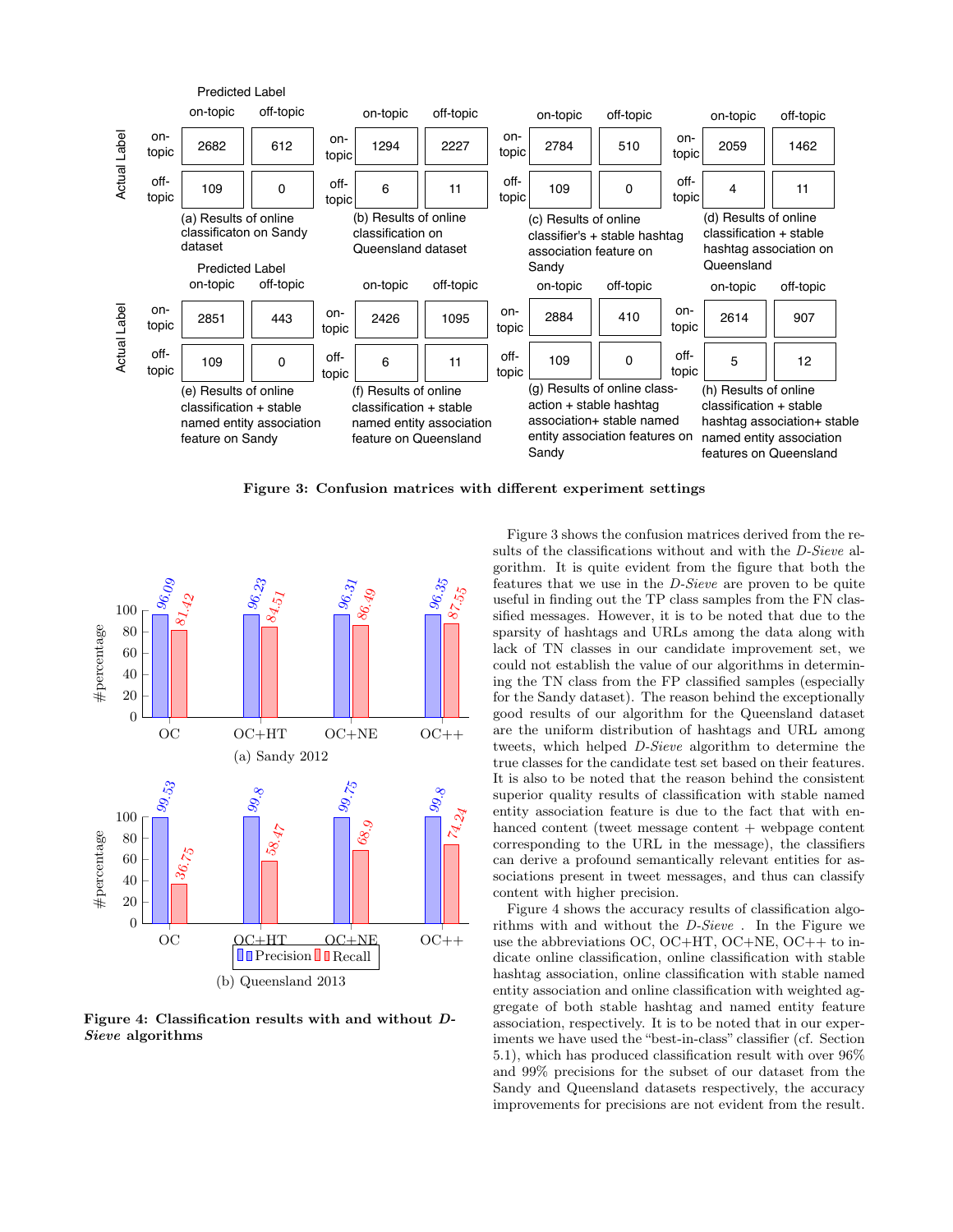| (a) | on-topic | off-topic |
|---|---|---|
| on-topic | 2682 | 612 |
| off-topic | 109 | 0 |

(a) Results of online classificaton on Sandy dataset

| (b) | on-topic | off-topic |
|---|---|---|
| on-topic | 1294 | 2227 |
| off-topic | 6 | 11 |

(b) Results of online classification on Queensland dataset

| (c) | on-topic | off-topic |
|---|---|---|
| on-topic | 2784 | 510 |
| off-topic | 109 | 0 |

(c) Results of online classifier's + stable hashtag association feature on Sandy

| (d) | on-topic | off-topic |
|---|---|---|
| on-topic | 2059 | 1462 |
| off-topic | 4 | 11 |

(d) Results of online classification + stable hashtag association on Queensland

| (e) | on-topic | off-topic |
|---|---|---|
| on-topic | 2851 | 443 |
| off-topic | 109 | 0 |

(e) Results of online classification + stable named entity association feature on Sandy

| (f) | on-topic | off-topic |
|---|---|---|
| on-topic | 2426 | 1095 |
| off-topic | 6 | 11 |

(f) Results of online classification + stable named entity association feature on Queensland

| (g) | on-topic | off-topic |
|---|---|---|
| on-topic | 2884 | 410 |
| off-topic | 109 | 0 |

(g) Results of online class-action + stable hashtag association+ stable named entity association features on Sandy

| (h) | on-topic | off-topic |
|---|---|---|
| on-topic | 2614 | 907 |
| off-topic | 5 | 12 |

(h) Results of online classification + stable hashtag association+ stable named entity association features on Queensland

(Rows: Actual Label; Columns: Predicted Label)

**Figure 3: Confusion matrices with different experiment settings**

(a) Sandy 2012

| | Precision | Recall |
|---|---|---|
| OC | 96.09 | 81.42 |
| OC+HT | 96.23 | 84.51 |
| OC+NE | 96.31 | 86.49 |
| OC++ | 96.35 | 87.55 |

(b) Queensland 2013

| | Precision | Recall |
|---|---|---|
| OC | 99.53 | 36.75 |
| OC+HT | 99.8 | 58.47 |
| OC+NE | 99.75 | 68.9 |
| OC++ | 99.8 | 74.24 |

**Figure 4: Classification results with and without *D-Sieve* algorithms**

Figure 3 shows the confusion matrices derived from the results of the classifications without and with the *D-Sieve* algorithm. It is quite evident from the figure that both the features that we use in the *D-Sieve* are proven to be quite useful in finding out the TP class samples from the FN classified messages. However, it is to be noted that due to the sparsity of hashtags and URLs among the data along with lack of TN classes in our candidate improvement set, we could not establish the value of our algorithms in determining the TN class from the FP classified samples (especially for the Sandy dataset). The reason behind the exceptionally good results of our algorithm for the Queensland dataset are the uniform distribution of hashtags and URL among tweets, which helped *D-Sieve* algorithm to determine the true classes for the candidate test set based on their features. It is also to be noted that the reason behind the consistent superior quality results of classification with stable named entity association feature is due to the fact that with enhanced content (tweet message content + webpage content corresponding to the URL in the message), the classifiers can derive a profound semantically relevant entities for associations present in tweet messages, and thus can classify content with higher precision.

Figure 4 shows the accuracy results of classification algorithms with and without the *D-Sieve* . In the Figure we use the abbreviations OC, OC+HT, OC+NE, OC++ to indicate online classification, online classification with stable hashtag association, online classification with stable named entity association and online classification with weighted aggregate of both stable hashtag and named entity feature association, respectively. It is to be noted that in our experiments we have used the "best-in-class" classifier (cf. Section 5.1), which has produced classification result with over 96% and 99% precisions for the subset of our dataset from the Sandy and Queensland datasets respectively, the accuracy improvements for precisions are not evident from the result.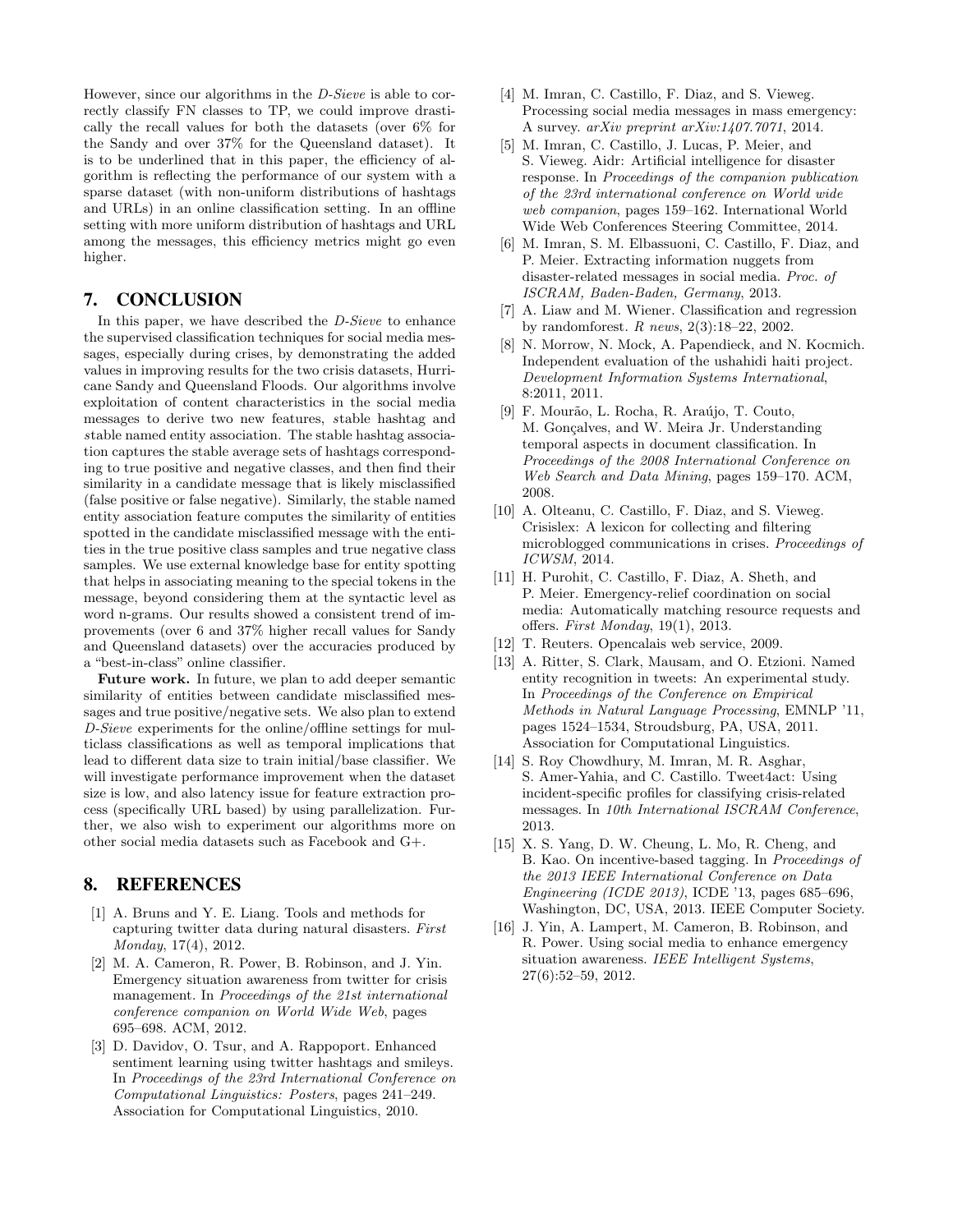However, since our algorithms in the *D-Sieve* is able to correctly classify FN classes to TP, we could improve drastically the recall values for both the datasets (over 6% for the Sandy and over 37% for the Queensland dataset). It is to be underlined that in this paper, the efficiency of algorithm is reflecting the performance of our system with a sparse dataset (with non-uniform distributions of hashtags and URLs) in an online classification setting. In an offline setting with more uniform distribution of hashtags and URL among the messages, this efficiency metrics might go even higher.

## 7. CONCLUSION

In this paper, we have described the *D-Sieve* to enhance the supervised classification techniques for social media messages, especially during crises, by demonstrating the added values in improving results for the two crisis datasets, Hurricane Sandy and Queensland Floods. Our algorithms involve exploitation of content characteristics in the social media messages to derive two new features, *s*table hashtag and *s*table named entity association. The stable hashtag association captures the stable average sets of hashtags corresponding to true positive and negative classes, and then find their similarity in a candidate message that is likely misclassified (false positive or false negative). Similarly, the stable named entity association feature computes the similarity of entities spotted in the candidate misclassified message with the entities in the true positive class samples and true negative class samples. We use external knowledge base for entity spotting that helps in associating meaning to the special tokens in the message, beyond considering them at the syntactic level as word n-grams. Our results showed a consistent trend of improvements (over 6 and 37% higher recall values for Sandy and Queensland datasets) over the accuracies produced by a "best-in-class" online classifier.

**Future work.** In future, we plan to add deeper semantic similarity of entities between candidate misclassified messages and true positive/negative sets. We also plan to extend *D-Sieve* experiments for the online/offline settings for multiclass classifications as well as temporal implications that lead to different data size to train initial/base classifier. We will investigate performance improvement when the dataset size is low, and also latency issue for feature extraction process (specifically URL based) by using parallelization. Further, we also wish to experiment our algorithms more on other social media datasets such as Facebook and G+.

## 8. REFERENCES

[1] A. Bruns and Y. E. Liang. Tools and methods for capturing twitter data during natural disasters. *First Monday*, 17(4), 2012.

[2] M. A. Cameron, R. Power, B. Robinson, and J. Yin. Emergency situation awareness from twitter for crisis management. In *Proceedings of the 21st international conference companion on World Wide Web*, pages 695–698. ACM, 2012.

[3] D. Davidov, O. Tsur, and A. Rappoport. Enhanced sentiment learning using twitter hashtags and smileys. In *Proceedings of the 23rd International Conference on Computational Linguistics: Posters*, pages 241–249. Association for Computational Linguistics, 2010.

[4] M. Imran, C. Castillo, F. Diaz, and S. Vieweg. Processing social media messages in mass emergency: A survey. *arXiv preprint arXiv:1407.7071*, 2014.

[5] M. Imran, C. Castillo, J. Lucas, P. Meier, and S. Vieweg. Aidr: Artificial intelligence for disaster response. In *Proceedings of the companion publication of the 23rd international conference on World wide web companion*, pages 159–162. International World Wide Web Conferences Steering Committee, 2014.

[6] M. Imran, S. M. Elbassuoni, C. Castillo, F. Diaz, and P. Meier. Extracting information nuggets from disaster-related messages in social media. *Proc. of ISCRAM, Baden-Baden, Germany*, 2013.

[7] A. Liaw and M. Wiener. Classification and regression by randomforest. *R news*, 2(3):18–22, 2002.

[8] N. Morrow, N. Mock, A. Papendieck, and N. Kocmich. Independent evaluation of the ushahidi haiti project. *Development Information Systems International*, 8:2011, 2011.

[9] F. Mourão, L. Rocha, R. Araújo, T. Couto, M. Gonçalves, and W. Meira Jr. Understanding temporal aspects in document classification. In *Proceedings of the 2008 International Conference on Web Search and Data Mining*, pages 159–170. ACM, 2008.

[10] A. Olteanu, C. Castillo, F. Diaz, and S. Vieweg. Crisislex: A lexicon for collecting and filtering microblogged communications in crises. *Proceedings of ICWSM*, 2014.

[11] H. Purohit, C. Castillo, F. Diaz, A. Sheth, and P. Meier. Emergency-relief coordination on social media: Automatically matching resource requests and offers. *First Monday*, 19(1), 2013.

[12] T. Reuters. Opencalais web service, 2009.

[13] A. Ritter, S. Clark, Mausam, and O. Etzioni. Named entity recognition in tweets: An experimental study. In *Proceedings of the Conference on Empirical Methods in Natural Language Processing*, EMNLP '11, pages 1524–1534, Stroudsburg, PA, USA, 2011. Association for Computational Linguistics.

[14] S. Roy Chowdhury, M. Imran, M. R. Asghar, S. Amer-Yahia, and C. Castillo. Tweet4act: Using incident-specific profiles for classifying crisis-related messages. In *10th International ISCRAM Conference*, 2013.

[15] X. S. Yang, D. W. Cheung, L. Mo, R. Cheng, and B. Kao. On incentive-based tagging. In *Proceedings of the 2013 IEEE International Conference on Data Engineering (ICDE 2013)*, ICDE '13, pages 685–696, Washington, DC, USA, 2013. IEEE Computer Society.

[16] J. Yin, A. Lampert, M. Cameron, B. Robinson, and R. Power. Using social media to enhance emergency situation awareness. *IEEE Intelligent Systems*, 27(6):52–59, 2012.